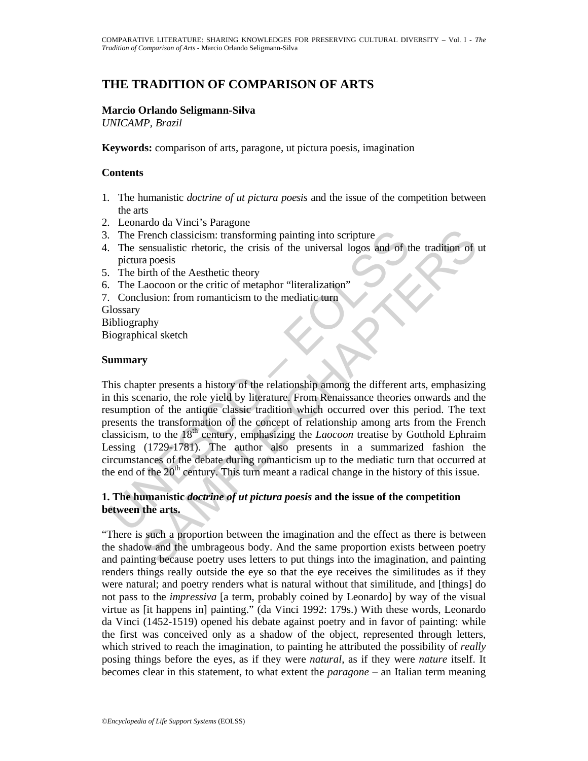# THE TRADITION OF COMPARISON OF ARTS

**Marcio Orlando Seligmann-Silva**
*UNICAMP, Brazil*

**Keywords:** comparison of arts, paragone, ut pictura poesis, imagination

## Contents

1. The humanistic *doctrine of ut pictura poesis* and the issue of the competition between the arts
2. Leonardo da Vinci's Paragone
3. The French classicism: transforming painting into scripture
4. The sensualistic rhetoric, the crisis of the universal logos and of the tradition of ut pictura poesis
5. The birth of the Aesthetic theory
6. The Laocoon or the critic of metaphor "literalization"
7. Conclusion: from romanticism to the mediatic turn

Glossary
Bibliography
Biographical sketch

## Summary

This chapter presents a history of the relationship among the different arts, emphasizing in this scenario, the role yield by literature. From Renaissance theories onwards and the resumption of the antique classic tradition which occurred over this period. The text presents the transformation of the concept of relationship among arts from the French classicism, to the 18th century, emphasizing the *Laocoon* treatise by Gotthold Ephraim Lessing (1729-1781). The author also presents in a summarized fashion the circumstances of the debate during romanticism up to the mediatic turn that occurred at the end of the 20th century. This turn meant a radical change in the history of this issue.

## 1. The humanistic *doctrine of ut pictura poesis* and the issue of the competition between the arts.

"There is such a proportion between the imagination and the effect as there is between the shadow and the umbrageous body. And the same proportion exists between poetry and painting because poetry uses letters to put things into the imagination, and painting renders things really outside the eye so that the eye receives the similitudes as if they were natural; and poetry renders what is natural without that similitude, and [things] do not pass to the *impressiva* [a term, probably coined by Leonardo] by way of the visual virtue as [it happens in] painting." (da Vinci 1992: 179s.) With these words, Leonardo da Vinci (1452-1519) opened his debate against poetry and in favor of painting: while the first was conceived only as a shadow of the object, represented through letters, which strived to reach the imagination, to painting he attributed the possibility of *really* posing things before the eyes, as if they were *natural*, as if they were *nature* itself. It becomes clear in this statement, to what extent the *paragone* – an Italian term meaning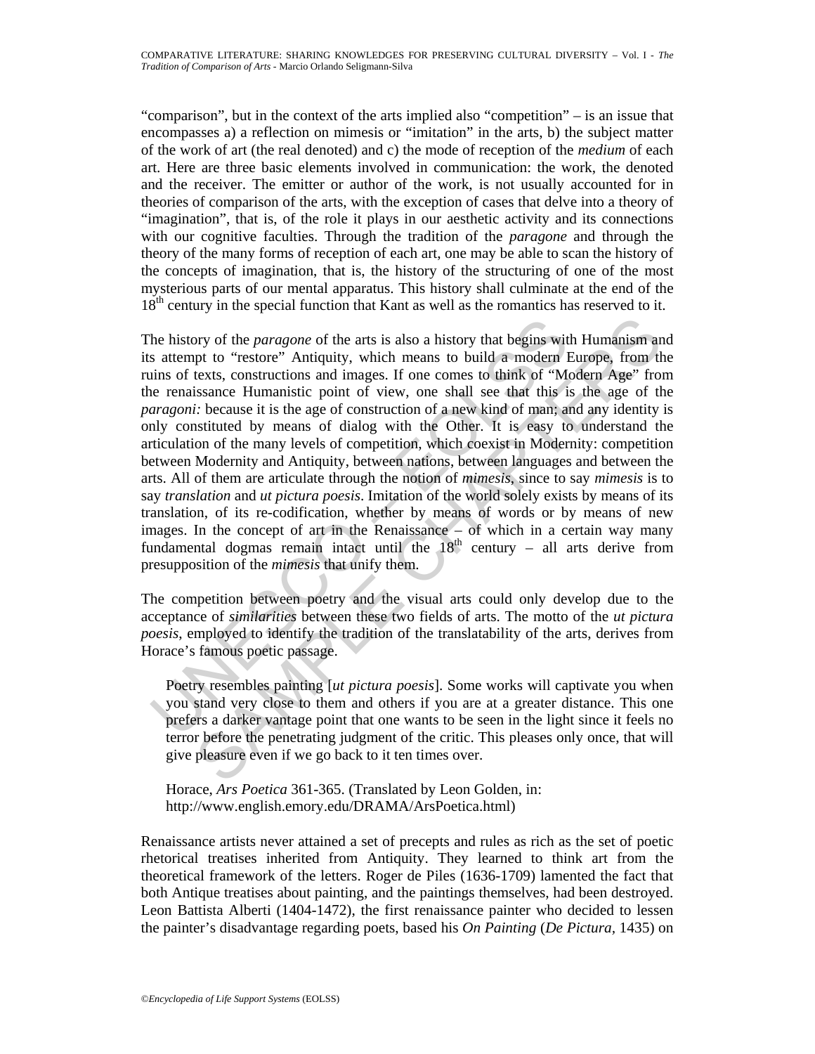"comparison", but in the context of the arts implied also "competition" – is an issue that encompasses a) a reflection on mimesis or "imitation" in the arts, b) the subject matter of the work of art (the real denoted) and c) the mode of reception of the *medium* of each art. Here are three basic elements involved in communication: the work, the denoted and the receiver. The emitter or author of the work, is not usually accounted for in theories of comparison of the arts, with the exception of cases that delve into a theory of "imagination", that is, of the role it plays in our aesthetic activity and its connections with our cognitive faculties. Through the tradition of the *paragone* and through the theory of the many forms of reception of each art, one may be able to scan the history of the concepts of imagination, that is, the history of the structuring of one of the most mysterious parts of our mental apparatus. This history shall culminate at the end of the 18th century in the special function that Kant as well as the romantics has reserved to it.

The history of the *paragone* of the arts is also a history that begins with Humanism and its attempt to "restore" Antiquity, which means to build a modern Europe, from the ruins of texts, constructions and images. If one comes to think of "Modern Age" from the renaissance Humanistic point of view, one shall see that this is the age of the *paragoni:* because it is the age of construction of a new kind of man; and any identity is only constituted by means of dialog with the Other. It is easy to understand the articulation of the many levels of competition, which coexist in Modernity: competition between Modernity and Antiquity, between nations, between languages and between the arts. All of them are articulate through the notion of *mimesis*, since to say *mimesis* is to say *translation* and *ut pictura poesis*. Imitation of the world solely exists by means of its translation, of its re-codification, whether by means of words or by means of new images. In the concept of art in the Renaissance – of which in a certain way many fundamental dogmas remain intact until the 18th century – all arts derive from presupposition of the *mimesis* that unify them.

The competition between poetry and the visual arts could only develop due to the acceptance of *similarities* between these two fields of arts. The motto of the *ut pictura poesis*, employed to identify the tradition of the translatability of the arts, derives from Horace's famous poetic passage.

> Poetry resembles painting [*ut pictura poesis*]. Some works will captivate you when you stand very close to them and others if you are at a greater distance. This one prefers a darker vantage point that one wants to be seen in the light since it feels no terror before the penetrating judgment of the critic. This pleases only once, that will give pleasure even if we go back to it ten times over.
>
> Horace, *Ars Poetica* 361-365. (Translated by Leon Golden, in: http://www.english.emory.edu/DRAMA/ArsPoetica.html)

Renaissance artists never attained a set of precepts and rules as rich as the set of poetic rhetorical treatises inherited from Antiquity. They learned to think art from the theoretical framework of the letters. Roger de Piles (1636-1709) lamented the fact that both Antique treatises about painting, and the paintings themselves, had been destroyed. Leon Battista Alberti (1404-1472), the first renaissance painter who decided to lessen the painter's disadvantage regarding poets, based his *On Painting* (*De Pictura*, 1435) on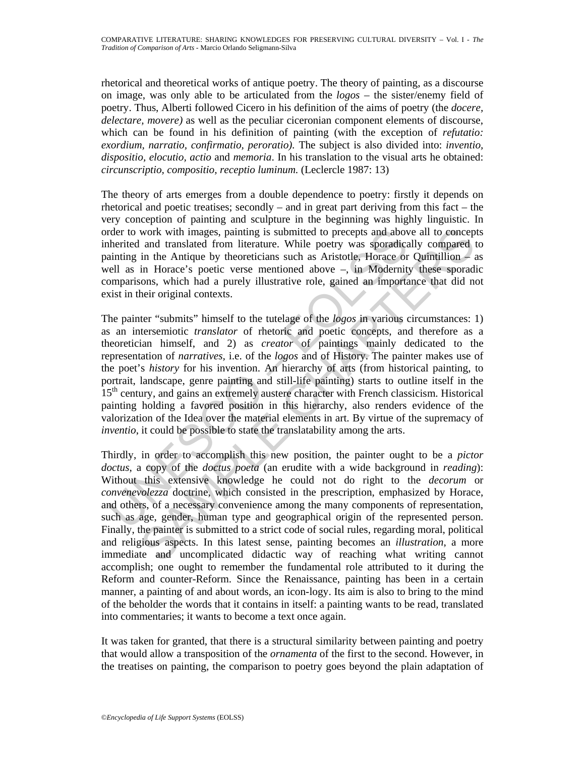rhetorical and theoretical works of antique poetry. The theory of painting, as a discourse on image, was only able to be articulated from the *logos* – the sister/enemy field of poetry. Thus, Alberti followed Cicero in his definition of the aims of poetry (the *docere, delectare, movere)* as well as the peculiar ciceronian component elements of discourse, which can be found in his definition of painting (with the exception of *refutatio: exordium, narratio, confirmatio, peroratio).* The subject is also divided into: *inventio, dispositio, elocutio, actio* and *memoria*. In his translation to the visual arts he obtained: *circunscriptio, compositio, receptio luminum.* (Leclercle 1987: 13)

The theory of arts emerges from a double dependence to poetry: firstly it depends on rhetorical and poetic treatises; secondly – and in great part deriving from this fact – the very conception of painting and sculpture in the beginning was highly linguistic. In order to work with images, painting is submitted to precepts and above all to concepts inherited and translated from literature. While poetry was sporadically compared to painting in the Antique by theoreticians such as Aristotle, Horace or Quintillion – as well as in Horace's poetic verse mentioned above –, in Modernity these sporadic comparisons, which had a purely illustrative role, gained an importance that did not exist in their original contexts.

The painter "submits" himself to the tutelage of the *logos* in various circumstances: 1) as an intersemiotic *translator* of rhetoric and poetic concepts, and therefore as a theoretician himself, and 2) as *creator* of paintings mainly dedicated to the representation of *narratives*, i.e. of the *logos* and of History. The painter makes use of the poet's *history* for his invention. An hierarchy of arts (from historical painting, to portrait, landscape, genre painting and still-life painting) starts to outline itself in the 15th century, and gains an extremely austere character with French classicism. Historical painting holding a favored position in this hierarchy, also renders evidence of the valorization of the Idea over the material elements in art. By virtue of the supremacy of *inventio*, it could be possible to state the translatability among the arts.

Thirdly, in order to accomplish this new position, the painter ought to be a *pictor doctus*, a copy of the *doctus poeta* (an erudite with a wide background in *reading*): Without this extensive knowledge he could not do right to the *decorum* or *convenevolezza* doctrine, which consisted in the prescription, emphasized by Horace, and others, of a necessary convenience among the many components of representation, such as age, gender, human type and geographical origin of the represented person. Finally, the painter is submitted to a strict code of social rules, regarding moral, political and religious aspects. In this latest sense, painting becomes an *illustration*, a more immediate and uncomplicated didactic way of reaching what writing cannot accomplish; one ought to remember the fundamental role attributed to it during the Reform and counter-Reform. Since the Renaissance, painting has been in a certain manner, a painting of and about words, an icon-logy. Its aim is also to bring to the mind of the beholder the words that it contains in itself: a painting wants to be read, translated into commentaries; it wants to become a text once again.

It was taken for granted, that there is a structural similarity between painting and poetry that would allow a transposition of the *ornamenta* of the first to the second. However, in the treatises on painting, the comparison to poetry goes beyond the plain adaptation of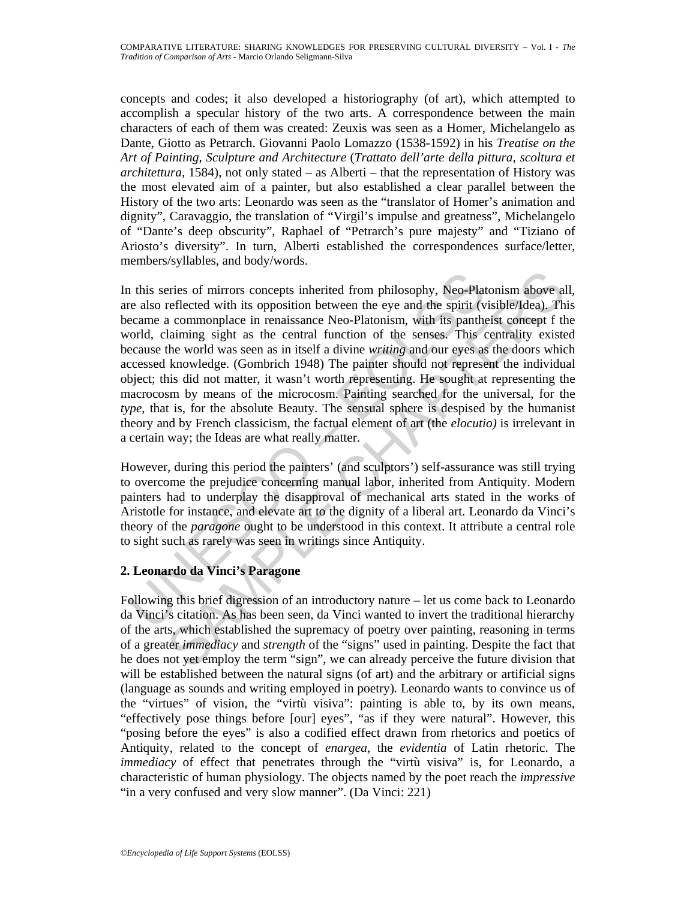concepts and codes; it also developed a historiography (of art), which attempted to accomplish a specular history of the two arts. A correspondence between the main characters of each of them was created: Zeuxis was seen as a Homer, Michelangelo as Dante, Giotto as Petrarch. Giovanni Paolo Lomazzo (1538-1592) in his *Treatise on the Art of Painting, Sculpture and Architecture* (*Trattato dell'arte della pittura, scoltura et architettura*, 1584), not only stated – as Alberti – that the representation of History was the most elevated aim of a painter, but also established a clear parallel between the History of the two arts: Leonardo was seen as the "translator of Homer's animation and dignity", Caravaggio, the translation of "Virgil's impulse and greatness", Michelangelo of "Dante's deep obscurity", Raphael of "Petrarch's pure majesty" and "Tiziano of Ariosto's diversity". In turn, Alberti established the correspondences surface/letter, members/syllables, and body/words.

In this series of mirrors concepts inherited from philosophy, Neo-Platonism above all, are also reflected with its opposition between the eye and the spirit (visible/Idea). This became a commonplace in renaissance Neo-Platonism, with its pantheist concept f the world, claiming sight as the central function of the senses. This centrality existed because the world was seen as in itself a divine *writing* and our eyes as the doors which accessed knowledge. (Gombrich 1948) The painter should not represent the individual object; this did not matter, it wasn't worth representing. He sought at representing the macrocosm by means of the microcosm. Painting searched for the universal, for the *type*, that is, for the absolute Beauty. The sensual sphere is despised by the humanist theory and by French classicism, the factual element of art (the *elocutio)* is irrelevant in a certain way; the Ideas are what really matter.

However, during this period the painters' (and sculptors') self-assurance was still trying to overcome the prejudice concerning manual labor, inherited from Antiquity. Modern painters had to underplay the disapproval of mechanical arts stated in the works of Aristotle for instance, and elevate art to the dignity of a liberal art. Leonardo da Vinci's theory of the *paragone* ought to be understood in this context. It attribute a central role to sight such as rarely was seen in writings since Antiquity.

## 2. Leonardo da Vinci's Paragone

Following this brief digression of an introductory nature – let us come back to Leonardo da Vinci's citation. As has been seen, da Vinci wanted to invert the traditional hierarchy of the arts, which established the supremacy of poetry over painting, reasoning in terms of a greater *immediacy* and *strength* of the "signs" used in painting. Despite the fact that he does not yet employ the term "sign", we can already perceive the future division that will be established between the natural signs (of art) and the arbitrary or artificial signs (language as sounds and writing employed in poetry). Leonardo wants to convince us of the "virtues" of vision, the "virtù visiva": painting is able to, by its own means, "effectively pose things before [our] eyes", "as if they were natural". However, this "posing before the eyes" is also a codified effect drawn from rhetorics and poetics of Antiquity, related to the concept of *enargea,* the *evidentia* of Latin rhetoric. The *immediacy* of effect that penetrates through the "virtù visiva" is, for Leonardo, a characteristic of human physiology. The objects named by the poet reach the *impressive* "in a very confused and very slow manner". (Da Vinci: 221)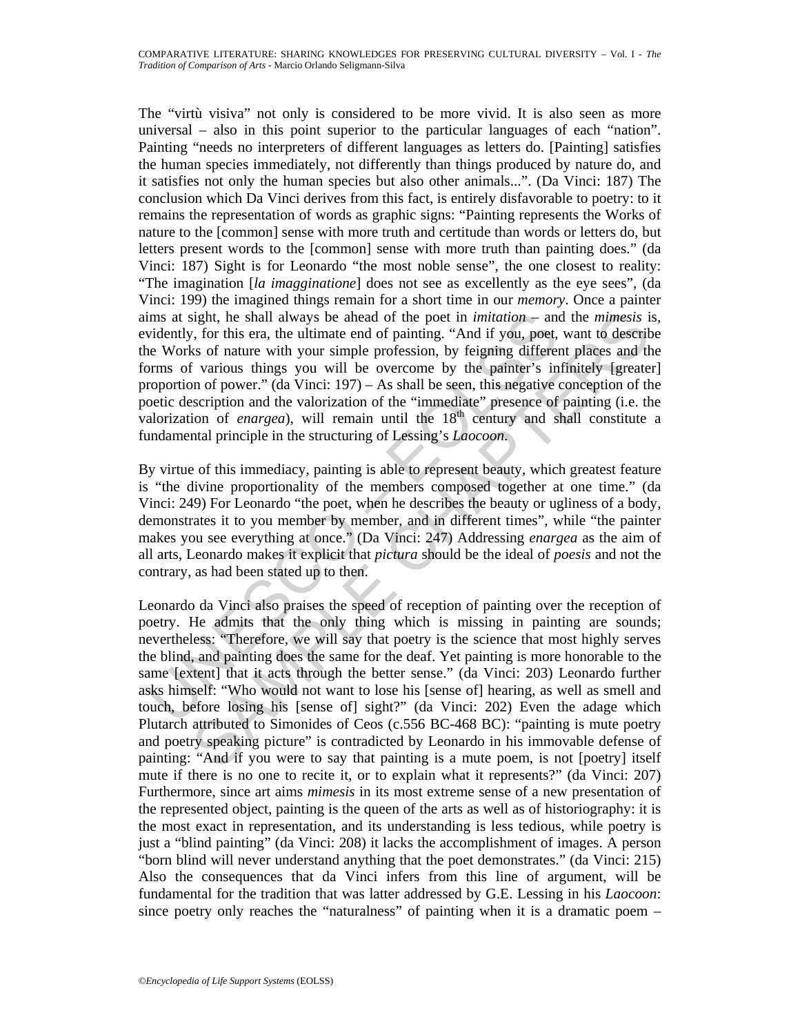The "virtù visiva" not only is considered to be more vivid. It is also seen as more universal – also in this point superior to the particular languages of each "nation". Painting "needs no interpreters of different languages as letters do. [Painting] satisfies the human species immediately, not differently than things produced by nature do, and it satisfies not only the human species but also other animals...". (Da Vinci: 187) The conclusion which Da Vinci derives from this fact, is entirely disfavorable to poetry: to it remains the representation of words as graphic signs: "Painting represents the Works of nature to the [common] sense with more truth and certitude than words or letters do, but letters present words to the [common] sense with more truth than painting does." (da Vinci: 187) Sight is for Leonardo "the most noble sense", the one closest to reality: "The imagination [*la imagginatione*] does not see as excellently as the eye sees", (da Vinci: 199) the imagined things remain for a short time in our *memory*. Once a painter aims at sight, he shall always be ahead of the poet in *imitation* – and the *mimesis* is, evidently, for this era, the ultimate end of painting. "And if you, poet, want to describe the Works of nature with your simple profession, by feigning different places and the forms of various things you will be overcome by the painter's infinitely [greater] proportion of power." (da Vinci: 197) – As shall be seen, this negative conception of the poetic description and the valorization of the "immediate" presence of painting (i.e. the valorization of *enargea*), will remain until the 18th century and shall constitute a fundamental principle in the structuring of Lessing's *Laocoon*.

By virtue of this immediacy, painting is able to represent beauty, which greatest feature is "the divine proportionality of the members composed together at one time." (da Vinci: 249) For Leonardo "the poet, when he describes the beauty or ugliness of a body, demonstrates it to you member by member, and in different times", while "the painter makes you see everything at once." (Da Vinci: 247) Addressing *enargea* as the aim of all arts, Leonardo makes it explicit that *pictura* should be the ideal of *poesis* and not the contrary, as had been stated up to then.

Leonardo da Vinci also praises the speed of reception of painting over the reception of poetry. He admits that the only thing which is missing in painting are sounds; nevertheless: "Therefore, we will say that poetry is the science that most highly serves the blind, and painting does the same for the deaf. Yet painting is more honorable to the same [extent] that it acts through the better sense." (da Vinci: 203) Leonardo further asks himself: "Who would not want to lose his [sense of] hearing, as well as smell and touch, before losing his [sense of] sight?" (da Vinci: 202) Even the adage which Plutarch attributed to Simonides of Ceos (c.556 BC-468 BC): "painting is mute poetry and poetry speaking picture" is contradicted by Leonardo in his immovable defense of painting: "And if you were to say that painting is a mute poem, is not [poetry] itself mute if there is no one to recite it, or to explain what it represents?" (da Vinci: 207) Furthermore, since art aims *mimesis* in its most extreme sense of a new presentation of the represented object, painting is the queen of the arts as well as of historiography: it is the most exact in representation, and its understanding is less tedious, while poetry is just a "blind painting" (da Vinci: 208) it lacks the accomplishment of images. A person "born blind will never understand anything that the poet demonstrates." (da Vinci: 215) Also the consequences that da Vinci infers from this line of argument, will be fundamental for the tradition that was latter addressed by G.E. Lessing in his *Laocoon*: since poetry only reaches the "naturalness" of painting when it is a dramatic poem –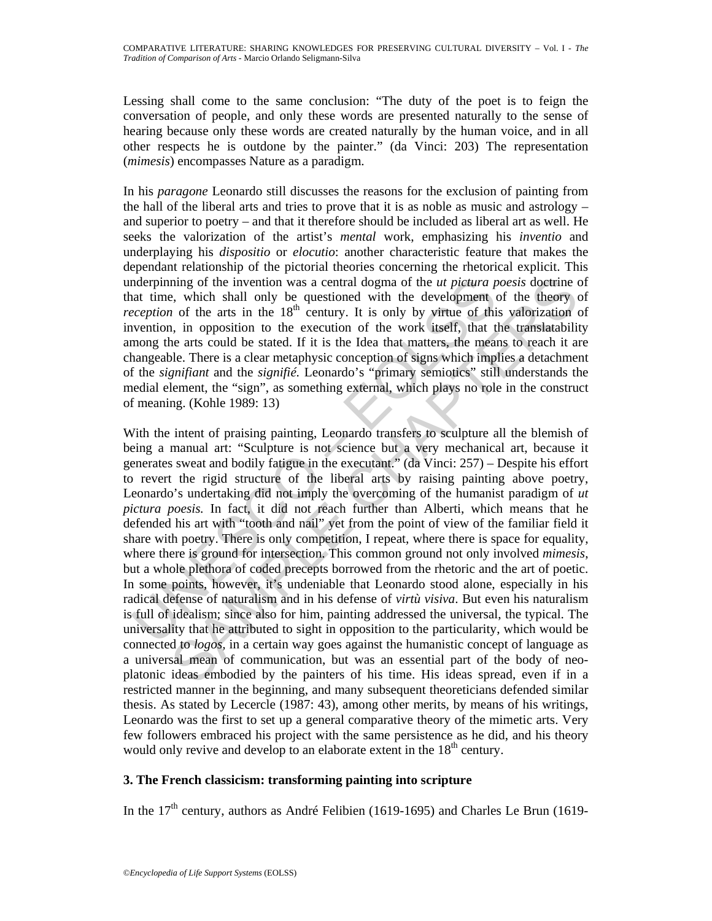Lessing shall come to the same conclusion: "The duty of the poet is to feign the conversation of people, and only these words are presented naturally to the sense of hearing because only these words are created naturally by the human voice, and in all other respects he is outdone by the painter." (da Vinci: 203) The representation (*mimesis*) encompasses Nature as a paradigm.

In his *paragone* Leonardo still discusses the reasons for the exclusion of painting from the hall of the liberal arts and tries to prove that it is as noble as music and astrology – and superior to poetry – and that it therefore should be included as liberal art as well. He seeks the valorization of the artist's *mental* work, emphasizing his *inventio* and underplaying his *dispositio* or *elocutio*: another characteristic feature that makes the dependant relationship of the pictorial theories concerning the rhetorical explicit. This underpinning of the invention was a central dogma of the *ut pictura poesis* doctrine of that time, which shall only be questioned with the development of the theory of *reception* of the arts in the 18th century. It is only by virtue of this valorization of invention, in opposition to the execution of the work itself, that the translatability among the arts could be stated. If it is the Idea that matters, the means to reach it are changeable. There is a clear metaphysic conception of signs which implies a detachment of the *signifiant* and the *signifié*. Leonardo's "primary semiotics" still understands the medial element, the "sign", as something external, which plays no role in the construct of meaning. (Kohle 1989: 13)

With the intent of praising painting, Leonardo transfers to sculpture all the blemish of being a manual art: "Sculpture is not science but a very mechanical art, because it generates sweat and bodily fatigue in the executant." (da Vinci: 257) – Despite his effort to revert the rigid structure of the liberal arts by raising painting above poetry, Leonardo's undertaking did not imply the overcoming of the humanist paradigm of *ut pictura poesis*. In fact, it did not reach further than Alberti, which means that he defended his art with "tooth and nail" yet from the point of view of the familiar field it share with poetry. There is only competition, I repeat, where there is space for equality, where there is ground for intersection. This common ground not only involved *mimesis*, but a whole plethora of coded precepts borrowed from the rhetoric and the art of poetic. In some points, however, it's undeniable that Leonardo stood alone, especially in his radical defense of naturalism and in his defense of *virtù visiva*. But even his naturalism is full of idealism; since also for him, painting addressed the universal, the typical. The universality that he attributed to sight in opposition to the particularity, which would be connected to *logos*, in a certain way goes against the humanistic concept of language as a universal mean of communication, but was an essential part of the body of neo-platonic ideas embodied by the painters of his time. His ideas spread, even if in a restricted manner in the beginning, and many subsequent theoreticians defended similar thesis. As stated by Lecercle (1987: 43), among other merits, by means of his writings, Leonardo was the first to set up a general comparative theory of the mimetic arts. Very few followers embraced his project with the same persistence as he did, and his theory would only revive and develop to an elaborate extent in the 18th century.

### 3. The French classicism: transforming painting into scripture

In the 17th century, authors as André Felibien (1619-1695) and Charles Le Brun (1619-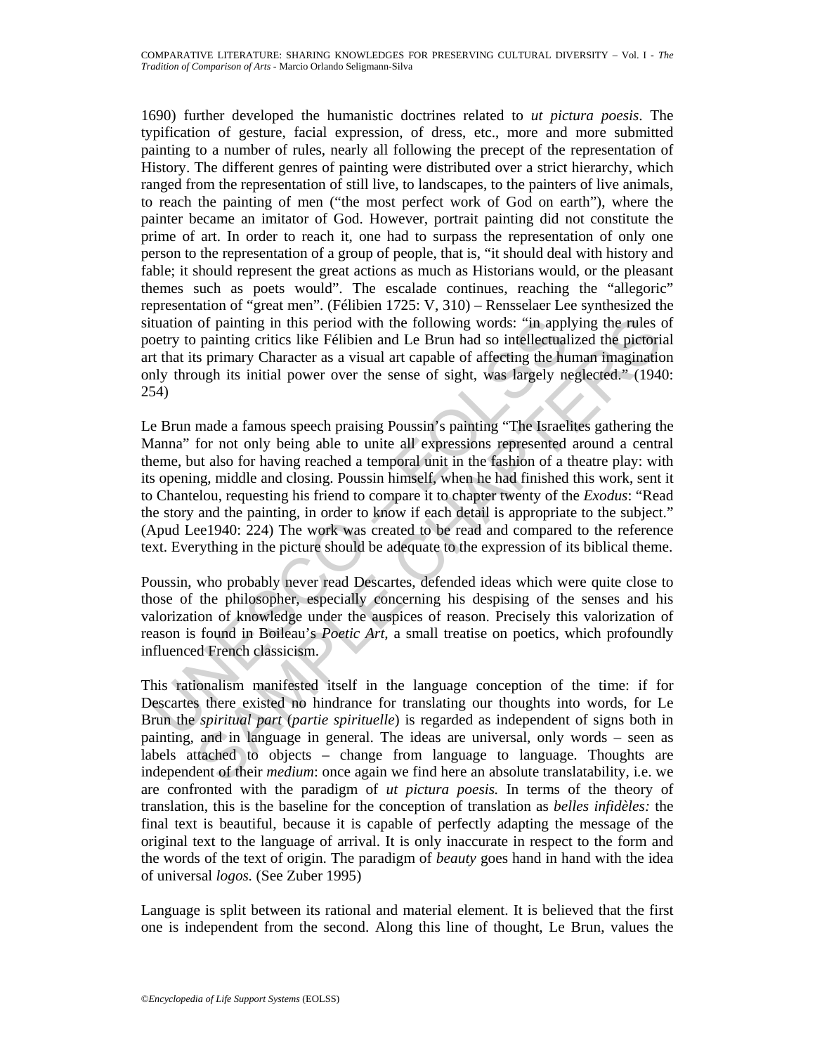1690) further developed the humanistic doctrines related to *ut pictura poesis*. The typification of gesture, facial expression, of dress, etc., more and more submitted painting to a number of rules, nearly all following the precept of the representation of History. The different genres of painting were distributed over a strict hierarchy, which ranged from the representation of still live, to landscapes, to the painters of live animals, to reach the painting of men ("the most perfect work of God on earth"), where the painter became an imitator of God. However, portrait painting did not constitute the prime of art. In order to reach it, one had to surpass the representation of only one person to the representation of a group of people, that is, "it should deal with history and fable; it should represent the great actions as much as Historians would, or the pleasant themes such as poets would". The escalade continues, reaching the "allegoric" representation of "great men". (Félibien 1725: V, 310) – Rensselaer Lee synthesized the situation of painting in this period with the following words: "in applying the rules of poetry to painting critics like Félibien and Le Brun had so intellectualized the pictorial art that its primary Character as a visual art capable of affecting the human imagination only through its initial power over the sense of sight, was largely neglected." (1940: 254)

Le Brun made a famous speech praising Poussin's painting "The Israelites gathering the Manna" for not only being able to unite all expressions represented around a central theme, but also for having reached a temporal unit in the fashion of a theatre play: with its opening, middle and closing. Poussin himself, when he had finished this work, sent it to Chantelou, requesting his friend to compare it to chapter twenty of the *Exodus*: "Read the story and the painting, in order to know if each detail is appropriate to the subject." (Apud Lee1940: 224) The work was created to be read and compared to the reference text. Everything in the picture should be adequate to the expression of its biblical theme.

Poussin, who probably never read Descartes, defended ideas which were quite close to those of the philosopher, especially concerning his despising of the senses and his valorization of knowledge under the auspices of reason. Precisely this valorization of reason is found in Boileau's *Poetic Art*, a small treatise on poetics, which profoundly influenced French classicism.

This rationalism manifested itself in the language conception of the time: if for Descartes there existed no hindrance for translating our thoughts into words, for Le Brun the *spiritual part* (*partie spirituelle*) is regarded as independent of signs both in painting, and in language in general. The ideas are universal, only words – seen as labels attached to objects – change from language to language. Thoughts are independent of their *medium*: once again we find here an absolute translatability, i.e. we are confronted with the paradigm of *ut pictura poesis.* In terms of the theory of translation, this is the baseline for the conception of translation as *belles infidèles:* the final text is beautiful, because it is capable of perfectly adapting the message of the original text to the language of arrival. It is only inaccurate in respect to the form and the words of the text of origin. The paradigm of *beauty* goes hand in hand with the idea of universal *logos.* (See Zuber 1995)

Language is split between its rational and material element. It is believed that the first one is independent from the second. Along this line of thought, Le Brun, values the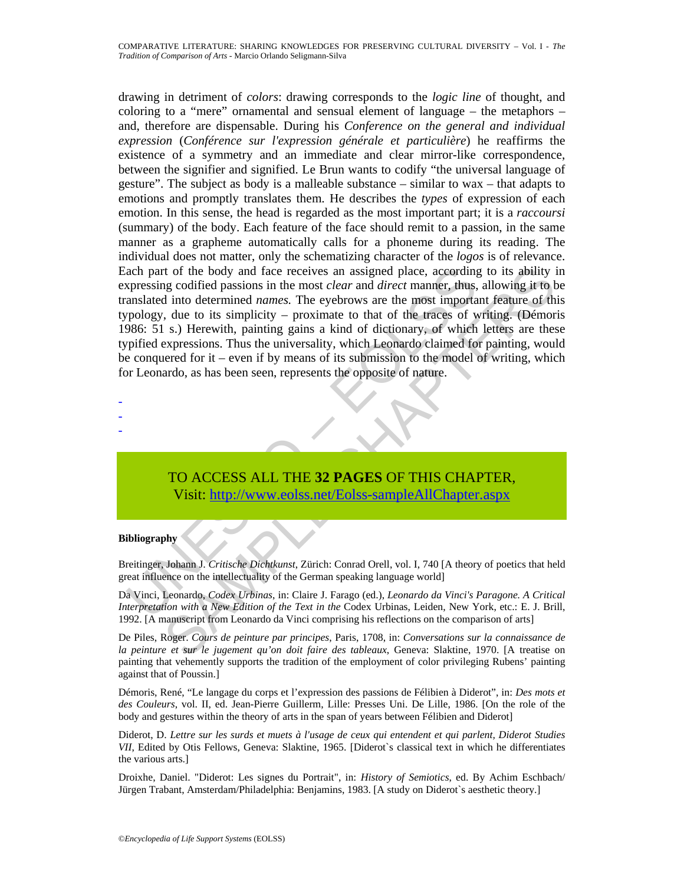drawing in detriment of *colors*: drawing corresponds to the *logic line* of thought, and coloring to a "mere" ornamental and sensual element of language – the metaphors – and, therefore are dispensable. During his *Conference on the general and individual expression* (*Conférence sur l'expression générale et particulière*) he reaffirms the existence of a symmetry and an immediate and clear mirror-like correspondence, between the signifier and signified. Le Brun wants to codify "the universal language of gesture". The subject as body is a malleable substance – similar to wax – that adapts to emotions and promptly translates them. He describes the *types* of expression of each emotion. In this sense, the head is regarded as the most important part; it is a *raccoursi* (summary) of the body. Each feature of the face should remit to a passion, in the same manner as a grapheme automatically calls for a phoneme during its reading. The individual does not matter, only the schematizing character of the *logos* is of relevance. Each part of the body and face receives an assigned place, according to its ability in expressing codified passions in the most *clear* and *direct* manner, thus, allowing it to be translated into determined *names.* The eyebrows are the most important feature of this typology, due to its simplicity – proximate to that of the traces of writing. (Démoris 1986: 51 s.) Herewith, painting gains a kind of dictionary, of which letters are these typified expressions. Thus the universality, which Leonardo claimed for painting, would be conquered for it – even if by means of its submission to the model of writing, which for Leonardo, as has been seen, represents the opposite of nature.

-
-
-

TO ACCESS ALL THE **32 PAGES** OF THIS CHAPTER,
Visit: http://www.eolss.net/Eolss-sampleAllChapter.aspx

**Bibliography**

Breitinger, Johann J. *Critische Dichtkunst*, Zürich: Conrad Orell, vol. I, 740 [A theory of poetics that held great influence on the intellectuality of the German speaking language world]

Da Vinci, Leonardo, *Codex Urbinas*, in: Claire J. Farago (ed.), *Leonardo da Vinci's Paragone. A Critical Interpretation with a New Edition of the Text in the* Codex Urbinas, Leiden, New York, etc.: E. J. Brill, 1992. [A manuscript from Leonardo da Vinci comprising his reflections on the comparison of arts]

De Piles, Roger. *Cours de peinture par principes*, Paris, 1708, in: *Conversations sur la connaissance de la peinture et sur le jugement qu'on doit faire des tableaux*, Geneva: Slaktine, 1970. [A treatise on painting that vehemently supports the tradition of the employment of color privileging Rubens' painting against that of Poussin.]

Démoris, René, "Le langage du corps et l'expression des passions de Félibien à Diderot", in: *Des mots et des Couleurs*, vol. II, ed. Jean-Pierre Guillerm, Lille: Presses Uni. De Lille, 1986. [On the role of the body and gestures within the theory of arts in the span of years between Félibien and Diderot]

Diderot, D. *Lettre sur les surds et muets à l'usage de ceux qui entendent et qui parlent, Diderot Studies VII*, Edited by Otis Fellows, Geneva: Slaktine, 1965. [Diderot`s classical text in which he differentiates the various arts.]

Droixhe, Daniel. "Diderot: Les signes du Portrait", in: *History of Semiotics*, ed. By Achim Eschbach/ Jürgen Trabant, Amsterdam/Philadelphia: Benjamins, 1983. [A study on Diderot`s aesthetic theory.]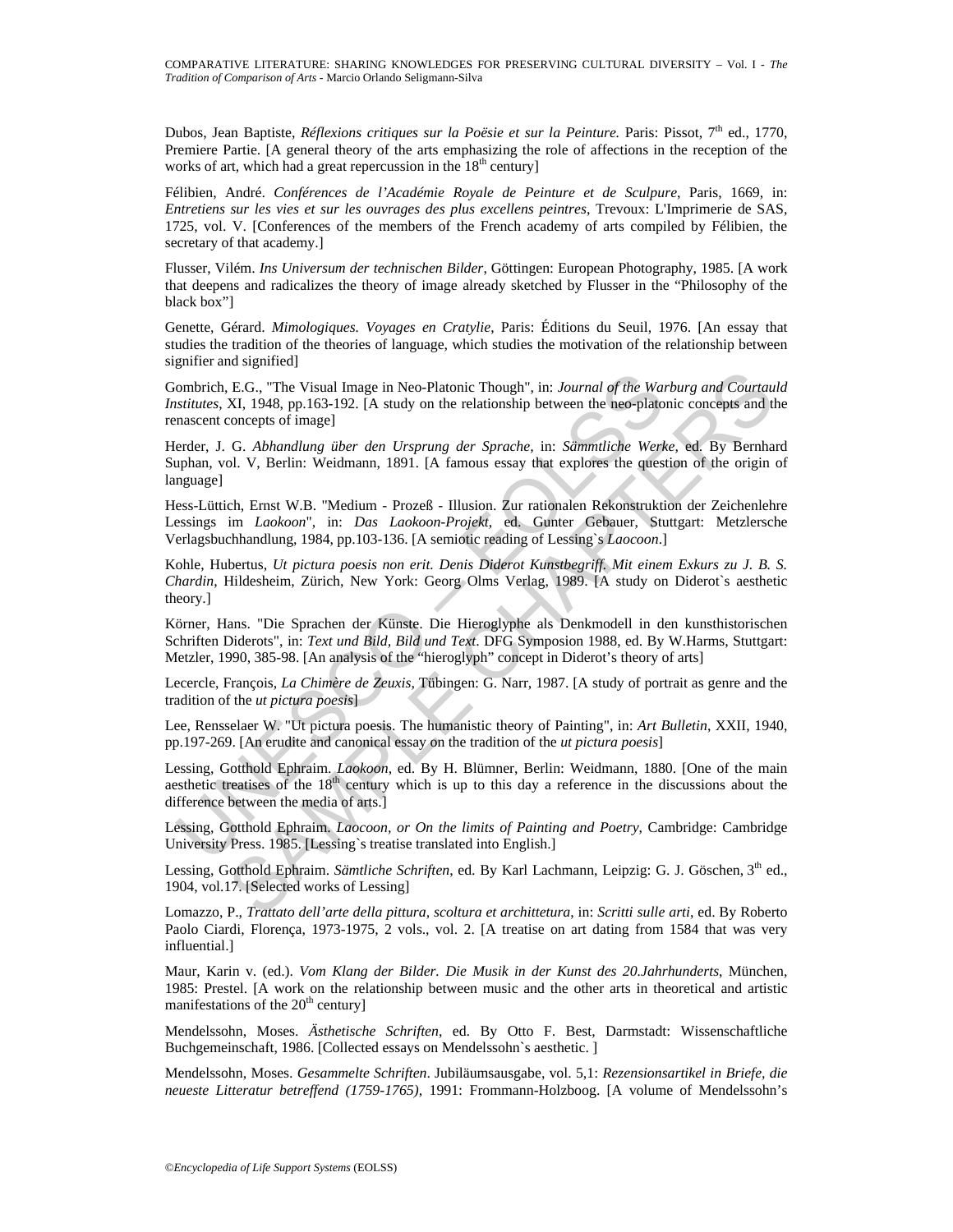Dubos, Jean Baptiste, *Réflexions critiques sur la Poësie et sur la Peinture.* Paris: Pissot, 7th ed., 1770, Premiere Partie. [A general theory of the arts emphasizing the role of affections in the reception of the works of art, which had a great repercussion in the 18th century]

Félibien, André. *Conférences de l'Académie Royale de Peinture et de Sculpure*, Paris, 1669, in: *Entretiens sur les vies et sur les ouvrages des plus excellens peintres*, Trevoux: L'Imprimerie de SAS, 1725, vol. V. [Conferences of the members of the French academy of arts compiled by Félibien, the secretary of that academy.]

Flusser, Vilém. *Ins Universum der technischen Bilder*, Göttingen: European Photography, 1985. [A work that deepens and radicalizes the theory of image already sketched by Flusser in the "Philosophy of the black box"]

Genette, Gérard. *Mimologiques. Voyages en Cratylie*, Paris: Éditions du Seuil, 1976. [An essay that studies the tradition of the theories of language, which studies the motivation of the relationship between signifier and signified]

Gombrich, E.G., "The Visual Image in Neo-Platonic Though", in: *Journal of the Warburg and Courtauld Institutes*, XI, 1948, pp.163-192. [A study on the relationship between the neo-platonic concepts and the renascent concepts of image]

Herder, J. G. *Abhandlung über den Ursprung der Sprache*, in: *Sämmtliche Werke*, ed. By Bernhard Suphan, vol. V, Berlin: Weidmann, 1891. [A famous essay that explores the question of the origin of language]

Hess-Lüttich, Ernst W.B. "Medium - Prozeß - Illusion. Zur rationalen Rekonstruktion der Zeichenlehre Lessings im *Laokoon*", in: *Das Laokoon-Projekt*, ed. Gunter Gebauer, Stuttgart: Metzlersche Verlagsbuchhandlung, 1984, pp.103-136. [A semiotic reading of Lessing`s *Laocoon*.]

Kohle, Hubertus, *Ut pictura poesis non erit. Denis Diderot Kunstbegriff. Mit einem Exkurs zu J. B. S. Chardin*, Hildesheim, Zürich, New York: Georg Olms Verlag, 1989. [A study on Diderot`s aesthetic theory.]

Körner, Hans. "Die Sprachen der Künste. Die Hieroglyphe als Denkmodell in den kunsthistorischen Schriften Diderots", in: *Text und Bild, Bild und Text*. DFG Symposion 1988, ed. By W.Harms, Stuttgart: Metzler, 1990, 385-98. [An analysis of the "hieroglyph" concept in Diderot's theory of arts]

Lecercle, François, *La Chimère de Zeuxis*, Tübingen: G. Narr, 1987. [A study of portrait as genre and the tradition of the *ut pictura poesis*]

Lee, Rensselaer W. "Ut pictura poesis. The humanistic theory of Painting", in: *Art Bulletin*, XXII, 1940, pp.197-269. [An erudite and canonical essay on the tradition of the *ut pictura poesis*]

Lessing, Gotthold Ephraim. *Laokoon*, ed. By H. Blümner, Berlin: Weidmann, 1880. [One of the main aesthetic treatises of the 18th century which is up to this day a reference in the discussions about the difference between the media of arts.]

Lessing, Gotthold Ephraim. *Laocoon, or On the limits of Painting and Poetry*, Cambridge: Cambridge University Press. 1985. [Lessing`s treatise translated into English.]

Lessing, Gotthold Ephraim. *Sämtliche Schriften*, ed. By Karl Lachmann, Leipzig: G. J. Göschen, 3th ed., 1904, vol.17. [Selected works of Lessing]

Lomazzo, P., *Trattato dell'arte della pittura, scoltura et architettura*, in: *Scritti sulle arti*, ed. By Roberto Paolo Ciardi, Florença, 1973-1975, 2 vols., vol. 2. [A treatise on art dating from 1584 that was very influential.]

Maur, Karin v. (ed.). *Vom Klang der Bilder. Die Musik in der Kunst des 20.Jahrhunderts*, München, 1985: Prestel. [A work on the relationship between music and the other arts in theoretical and artistic manifestations of the 20th century]

Mendelssohn, Moses. *Ästhetische Schriften*, ed. By Otto F. Best, Darmstadt: Wissenschaftliche Buchgemeinschaft, 1986. [Collected essays on Mendelssohn`s aesthetic. ]

Mendelssohn, Moses. *Gesammelte Schriften*. Jubiläumsausgabe, vol. 5,1: *Rezensionsartikel in Briefe, die neueste Litteratur betreffend (1759-1765)*, 1991: Frommann-Holzboog. [A volume of Mendelssohn's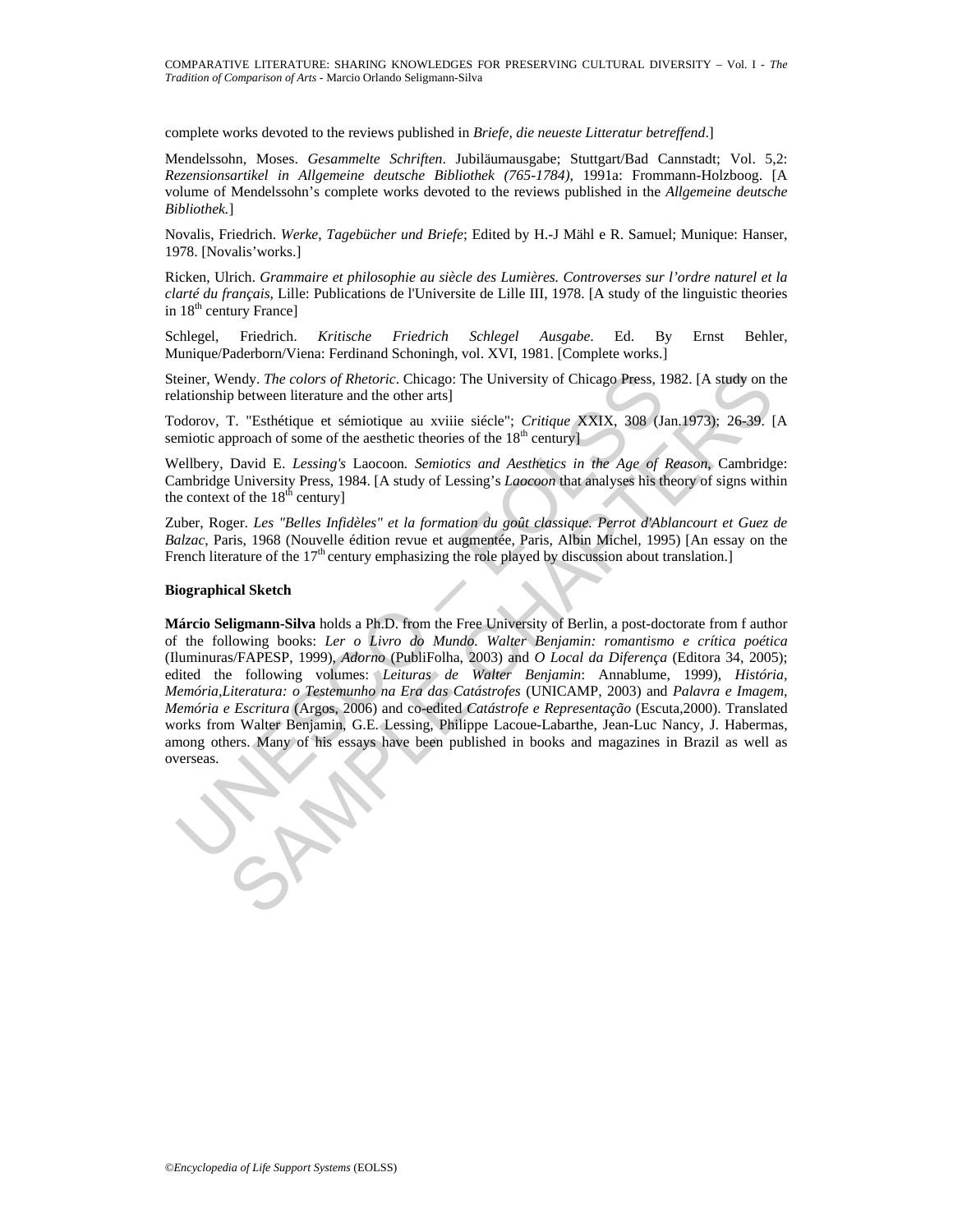complete works devoted to the reviews published in *Briefe, die neueste Litteratur betreffend*.]

Mendelssohn, Moses. *Gesammelte Schriften*. Jubiläumausgabe; Stuttgart/Bad Cannstadt; Vol. 5,2: *Rezensionsartikel in Allgemeine deutsche Bibliothek (765-1784)*, 1991a: Frommann-Holzboog. [A volume of Mendelssohn's complete works devoted to the reviews published in the *Allgemeine deutsche Bibliothek.*]

Novalis, Friedrich. *Werke, Tagebücher und Briefe*; Edited by H.-J Mähl e R. Samuel; Munique: Hanser, 1978. [Novalis'works.]

Ricken, Ulrich. *Grammaire et philosophie au siècle des Lumières. Controverses sur l'ordre naturel et la clarté du français*, Lille: Publications de l'Universite de Lille III, 1978. [A study of the linguistic theories in 18th century France]

Schlegel, Friedrich. *Kritische Friedrich Schlegel Ausgabe*. Ed. By Ernst Behler, Munique/Paderborn/Viena: Ferdinand Schoningh, vol. XVI, 1981. [Complete works.]

Steiner, Wendy. *The colors of Rhetoric*. Chicago: The University of Chicago Press, 1982. [A study on the relationship between literature and the other arts]

Todorov, T. "Esthétique et sémiotique au xviiie siécle"; *Critique* XXIX, 308 (Jan.1973); 26-39. [A semiotic approach of some of the aesthetic theories of the 18th century]

Wellbery, David E. *Lessing's* Laocoon*. Semiotics and Aesthetics in the Age of Reason*, Cambridge: Cambridge University Press, 1984. [A study of Lessing's *Laocoon* that analyses his theory of signs within the context of the 18th century]

Zuber, Roger. *Les "Belles Infidèles" et la formation du goût classique. Perrot d'Ablancourt et Guez de Balzac*, Paris, 1968 (Nouvelle édition revue et augmentée, Paris, Albin Michel, 1995) [An essay on the French literature of the 17th century emphasizing the role played by discussion about translation.]

**Biographical Sketch**

**Márcio Seligmann-Silva** holds a Ph.D. from the Free University of Berlin, a post-doctorate from f author of the following books: *Ler o Livro do Mundo. Walter Benjamin: romantismo e crítica poética* (Iluminuras/FAPESP, 1999), *Adorno* (PubliFolha, 2003) and *O Local da Diferença* (Editora 34, 2005); edited the following volumes: *Leituras de Walter Benjamin*: Annablume, 1999), *História, Memória,Literatura: o Testemunho na Era das Catástrofes* (UNICAMP, 2003) and *Palavra e Imagem, Memória e Escritura* (Argos, 2006) and co-edited *Catástrofe e Representação* (Escuta,2000). Translated works from Walter Benjamin, G.E. Lessing, Philippe Lacoue-Labarthe, Jean-Luc Nancy, J. Habermas, among others. Many of his essays have been published in books and magazines in Brazil as well as overseas.